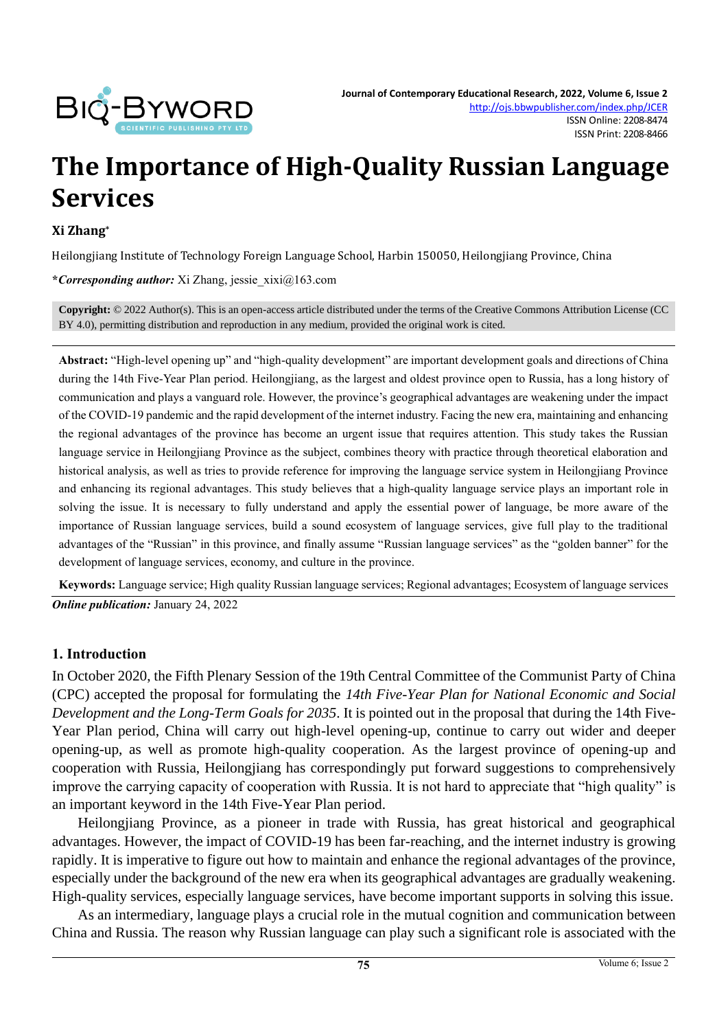# The Importance of High-Quality Russian Language Services

**Xi Zhang***

Heilongjiang Institute of Technology Foreign Language School, Harbin 150050, Heilongjiang Province, China

***Corresponding author:*** Xi Zhang, jessie_xixi@163.com

**Copyright:** © 2022 Author(s). This is an open-access article distributed under the terms of the Creative Commons Attribution License (CC BY 4.0), permitting distribution and reproduction in any medium, provided the original work is cited.

**Abstract:** "High-level opening up" and "high-quality development" are important development goals and directions of China during the 14th Five-Year Plan period. Heilongjiang, as the largest and oldest province open to Russia, has a long history of communication and plays a vanguard role. However, the province's geographical advantages are weakening under the impact of the COVID-19 pandemic and the rapid development of the internet industry. Facing the new era, maintaining and enhancing the regional advantages of the province has become an urgent issue that requires attention. This study takes the Russian language service in Heilongjiang Province as the subject, combines theory with practice through theoretical elaboration and historical analysis, as well as tries to provide reference for improving the language service system in Heilongjiang Province and enhancing its regional advantages. This study believes that a high-quality language service plays an important role in solving the issue. It is necessary to fully understand and apply the essential power of language, be more aware of the importance of Russian language services, build a sound ecosystem of language services, give full play to the traditional advantages of the "Russian" in this province, and finally assume "Russian language services" as the "golden banner" for the development of language services, economy, and culture in the province.

**Keywords:** Language service; High quality Russian language services; Regional advantages; Ecosystem of language services

***Online publication:*** January 24, 2022

## 1. Introduction

In October 2020, the Fifth Plenary Session of the 19th Central Committee of the Communist Party of China (CPC) accepted the proposal for formulating the *14th Five-Year Plan for National Economic and Social Development and the Long-Term Goals for 2035*. It is pointed out in the proposal that during the 14th Five-Year Plan period, China will carry out high-level opening-up, continue to carry out wider and deeper opening-up, as well as promote high-quality cooperation. As the largest province of opening-up and cooperation with Russia, Heilongjiang has correspondingly put forward suggestions to comprehensively improve the carrying capacity of cooperation with Russia. It is not hard to appreciate that "high quality" is an important keyword in the 14th Five-Year Plan period.

Heilongjiang Province, as a pioneer in trade with Russia, has great historical and geographical advantages. However, the impact of COVID-19 has been far-reaching, and the internet industry is growing rapidly. It is imperative to figure out how to maintain and enhance the regional advantages of the province, especially under the background of the new era when its geographical advantages are gradually weakening. High-quality services, especially language services, have become important supports in solving this issue.

As an intermediary, language plays a crucial role in the mutual cognition and communication between China and Russia. The reason why Russian language can play such a significant role is associated with the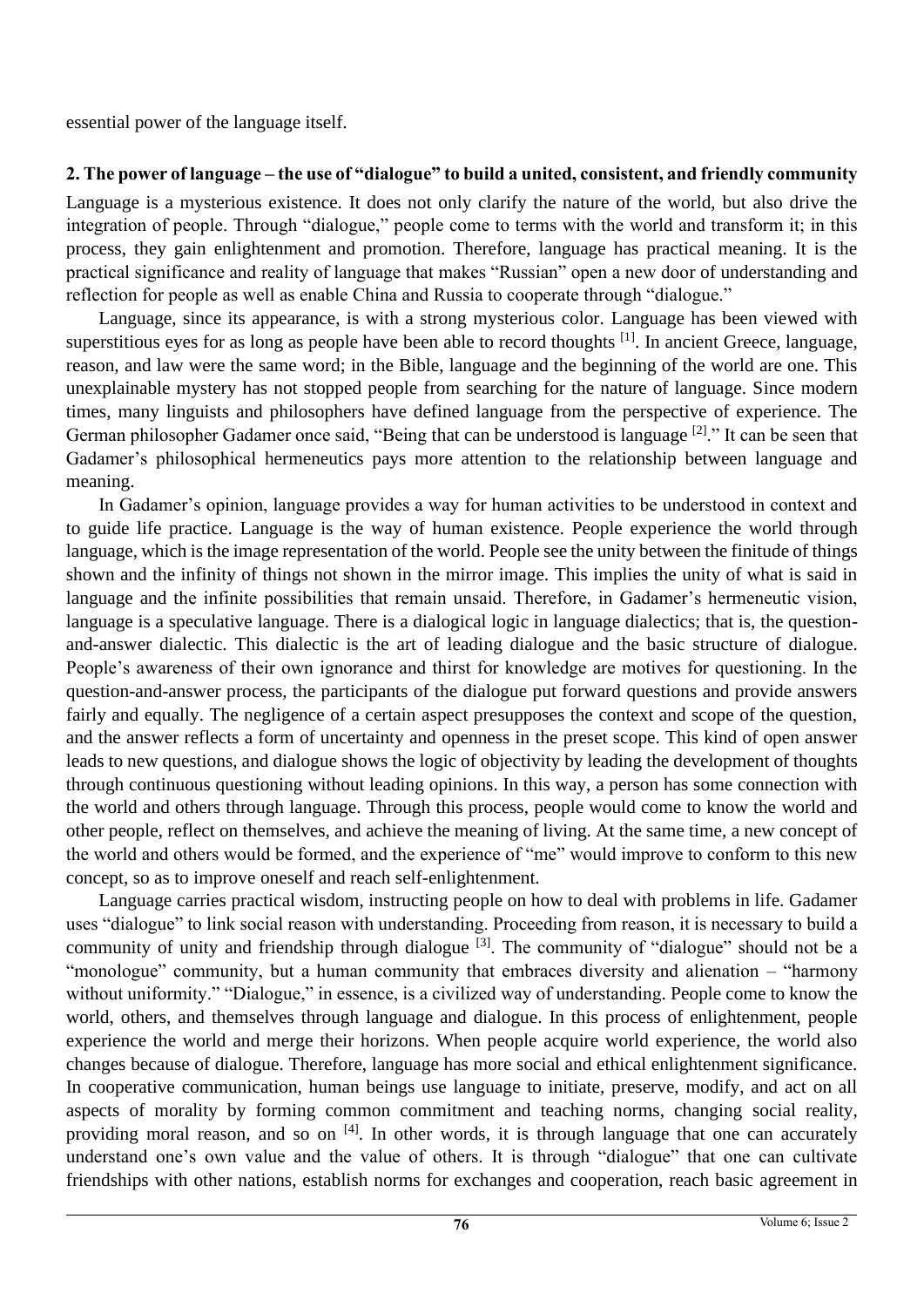essential power of the language itself.

**2. The power of language – the use of "dialogue" to build a united, consistent, and friendly community**

Language is a mysterious existence. It does not only clarify the nature of the world, but also drive the integration of people. Through "dialogue," people come to terms with the world and transform it; in this process, they gain enlightenment and promotion. Therefore, language has practical meaning. It is the practical significance and reality of language that makes "Russian" open a new door of understanding and reflection for people as well as enable China and Russia to cooperate through "dialogue."

Language, since its appearance, is with a strong mysterious color. Language has been viewed with superstitious eyes for as long as people have been able to record thoughts [1]. In ancient Greece, language, reason, and law were the same word; in the Bible, language and the beginning of the world are one. This unexplainable mystery has not stopped people from searching for the nature of language. Since modern times, many linguists and philosophers have defined language from the perspective of experience. The German philosopher Gadamer once said, "Being that can be understood is language [2]." It can be seen that Gadamer's philosophical hermeneutics pays more attention to the relationship between language and meaning.

In Gadamer's opinion, language provides a way for human activities to be understood in context and to guide life practice. Language is the way of human existence. People experience the world through language, which is the image representation of the world. People see the unity between the finitude of things shown and the infinity of things not shown in the mirror image. This implies the unity of what is said in language and the infinite possibilities that remain unsaid. Therefore, in Gadamer's hermeneutic vision, language is a speculative language. There is a dialogical logic in language dialectics; that is, the question-and-answer dialectic. This dialectic is the art of leading dialogue and the basic structure of dialogue. People's awareness of their own ignorance and thirst for knowledge are motives for questioning. In the question-and-answer process, the participants of the dialogue put forward questions and provide answers fairly and equally. The negligence of a certain aspect presupposes the context and scope of the question, and the answer reflects a form of uncertainty and openness in the preset scope. This kind of open answer leads to new questions, and dialogue shows the logic of objectivity by leading the development of thoughts through continuous questioning without leading opinions. In this way, a person has some connection with the world and others through language. Through this process, people would come to know the world and other people, reflect on themselves, and achieve the meaning of living. At the same time, a new concept of the world and others would be formed, and the experience of "me" would improve to conform to this new concept, so as to improve oneself and reach self-enlightenment.

Language carries practical wisdom, instructing people on how to deal with problems in life. Gadamer uses "dialogue" to link social reason with understanding. Proceeding from reason, it is necessary to build a community of unity and friendship through dialogue [3]. The community of "dialogue" should not be a "monologue" community, but a human community that embraces diversity and alienation – "harmony without uniformity." "Dialogue," in essence, is a civilized way of understanding. People come to know the world, others, and themselves through language and dialogue. In this process of enlightenment, people experience the world and merge their horizons. When people acquire world experience, the world also changes because of dialogue. Therefore, language has more social and ethical enlightenment significance. In cooperative communication, human beings use language to initiate, preserve, modify, and act on all aspects of morality by forming common commitment and teaching norms, changing social reality, providing moral reason, and so on [4]. In other words, it is through language that one can accurately understand one's own value and the value of others. It is through "dialogue" that one can cultivate friendships with other nations, establish norms for exchanges and cooperation, reach basic agreement in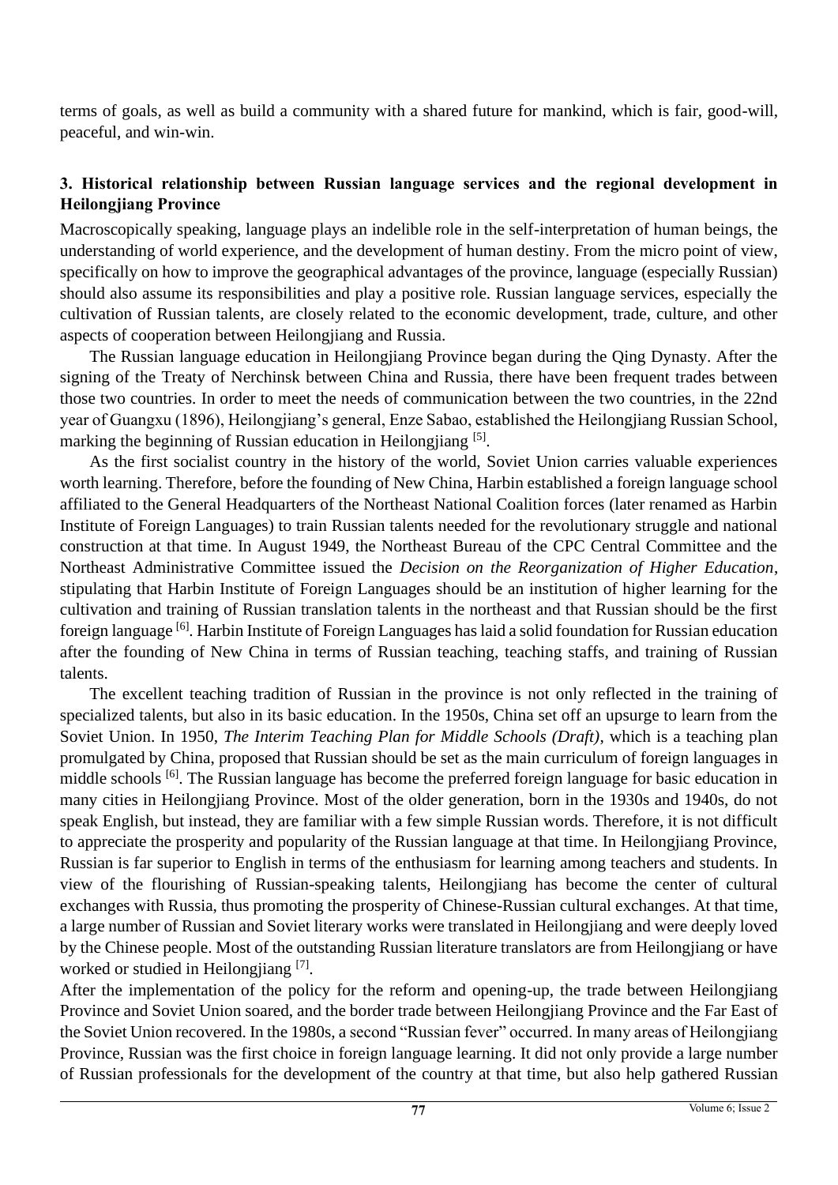terms of goals, as well as build a community with a shared future for mankind, which is fair, good-will, peaceful, and win-win.

### 3. Historical relationship between Russian language services and the regional development in Heilongjiang Province

Macroscopically speaking, language plays an indelible role in the self-interpretation of human beings, the understanding of world experience, and the development of human destiny. From the micro point of view, specifically on how to improve the geographical advantages of the province, language (especially Russian) should also assume its responsibilities and play a positive role. Russian language services, especially the cultivation of Russian talents, are closely related to the economic development, trade, culture, and other aspects of cooperation between Heilongjiang and Russia.

The Russian language education in Heilongjiang Province began during the Qing Dynasty. After the signing of the Treaty of Nerchinsk between China and Russia, there have been frequent trades between those two countries. In order to meet the needs of communication between the two countries, in the 22nd year of Guangxu (1896), Heilongjiang's general, Enze Sabao, established the Heilongjiang Russian School, marking the beginning of Russian education in Heilongjiang [5].

As the first socialist country in the history of the world, Soviet Union carries valuable experiences worth learning. Therefore, before the founding of New China, Harbin established a foreign language school affiliated to the General Headquarters of the Northeast National Coalition forces (later renamed as Harbin Institute of Foreign Languages) to train Russian talents needed for the revolutionary struggle and national construction at that time. In August 1949, the Northeast Bureau of the CPC Central Committee and the Northeast Administrative Committee issued the *Decision on the Reorganization of Higher Education*, stipulating that Harbin Institute of Foreign Languages should be an institution of higher learning for the cultivation and training of Russian translation talents in the northeast and that Russian should be the first foreign language [6]. Harbin Institute of Foreign Languages has laid a solid foundation for Russian education after the founding of New China in terms of Russian teaching, teaching staffs, and training of Russian talents.

The excellent teaching tradition of Russian in the province is not only reflected in the training of specialized talents, but also in its basic education. In the 1950s, China set off an upsurge to learn from the Soviet Union. In 1950, *The Interim Teaching Plan for Middle Schools (Draft)*, which is a teaching plan promulgated by China, proposed that Russian should be set as the main curriculum of foreign languages in middle schools [6]. The Russian language has become the preferred foreign language for basic education in many cities in Heilongjiang Province. Most of the older generation, born in the 1930s and 1940s, do not speak English, but instead, they are familiar with a few simple Russian words. Therefore, it is not difficult to appreciate the prosperity and popularity of the Russian language at that time. In Heilongjiang Province, Russian is far superior to English in terms of the enthusiasm for learning among teachers and students. In view of the flourishing of Russian-speaking talents, Heilongjiang has become the center of cultural exchanges with Russia, thus promoting the prosperity of Chinese-Russian cultural exchanges. At that time, a large number of Russian and Soviet literary works were translated in Heilongjiang and were deeply loved by the Chinese people. Most of the outstanding Russian literature translators are from Heilongjiang or have worked or studied in Heilongjiang [7].

After the implementation of the policy for the reform and opening-up, the trade between Heilongjiang Province and Soviet Union soared, and the border trade between Heilongjiang Province and the Far East of the Soviet Union recovered. In the 1980s, a second "Russian fever" occurred. In many areas of Heilongjiang Province, Russian was the first choice in foreign language learning. It did not only provide a large number of Russian professionals for the development of the country at that time, but also help gathered Russian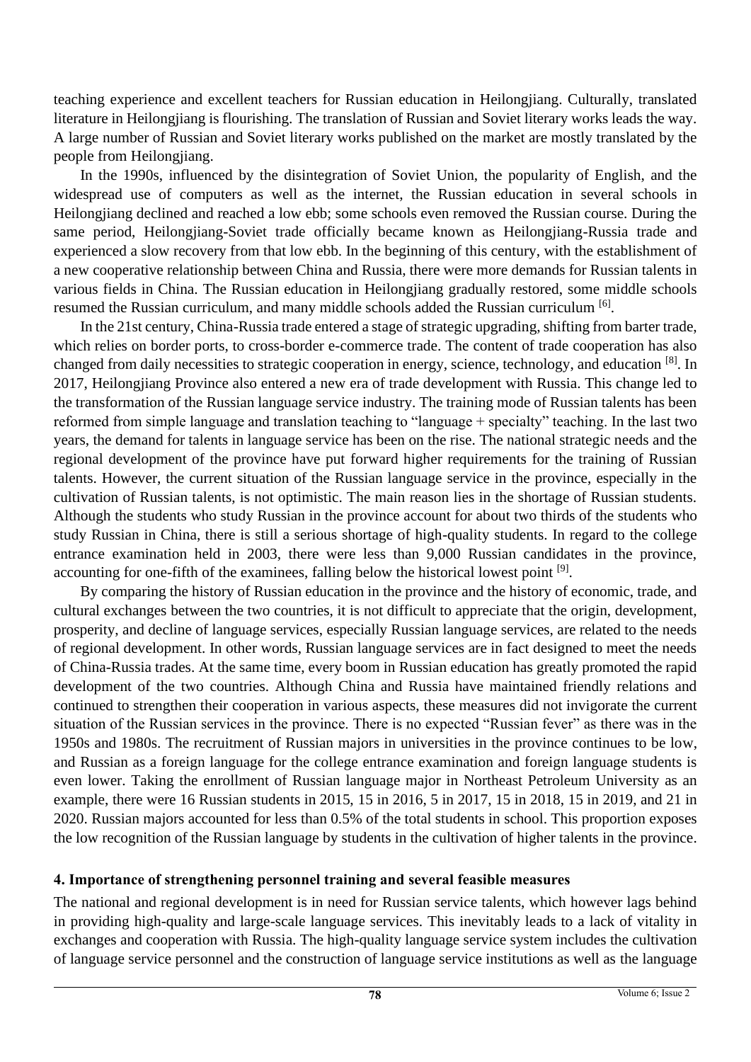teaching experience and excellent teachers for Russian education in Heilongjiang. Culturally, translated literature in Heilongjiang is flourishing. The translation of Russian and Soviet literary works leads the way. A large number of Russian and Soviet literary works published on the market are mostly translated by the people from Heilongjiang.

In the 1990s, influenced by the disintegration of Soviet Union, the popularity of English, and the widespread use of computers as well as the internet, the Russian education in several schools in Heilongjiang declined and reached a low ebb; some schools even removed the Russian course. During the same period, Heilongjiang-Soviet trade officially became known as Heilongjiang-Russia trade and experienced a slow recovery from that low ebb. In the beginning of this century, with the establishment of a new cooperative relationship between China and Russia, there were more demands for Russian talents in various fields in China. The Russian education in Heilongjiang gradually restored, some middle schools resumed the Russian curriculum, and many middle schools added the Russian curriculum [6].

In the 21st century, China-Russia trade entered a stage of strategic upgrading, shifting from barter trade, which relies on border ports, to cross-border e-commerce trade. The content of trade cooperation has also changed from daily necessities to strategic cooperation in energy, science, technology, and education [8]. In 2017, Heilongjiang Province also entered a new era of trade development with Russia. This change led to the transformation of the Russian language service industry. The training mode of Russian talents has been reformed from simple language and translation teaching to "language + specialty" teaching. In the last two years, the demand for talents in language service has been on the rise. The national strategic needs and the regional development of the province have put forward higher requirements for the training of Russian talents. However, the current situation of the Russian language service in the province, especially in the cultivation of Russian talents, is not optimistic. The main reason lies in the shortage of Russian students. Although the students who study Russian in the province account for about two thirds of the students who study Russian in China, there is still a serious shortage of high-quality students. In regard to the college entrance examination held in 2003, there were less than 9,000 Russian candidates in the province, accounting for one-fifth of the examinees, falling below the historical lowest point [9].

By comparing the history of Russian education in the province and the history of economic, trade, and cultural exchanges between the two countries, it is not difficult to appreciate that the origin, development, prosperity, and decline of language services, especially Russian language services, are related to the needs of regional development. In other words, Russian language services are in fact designed to meet the needs of China-Russia trades. At the same time, every boom in Russian education has greatly promoted the rapid development of the two countries. Although China and Russia have maintained friendly relations and continued to strengthen their cooperation in various aspects, these measures did not invigorate the current situation of the Russian services in the province. There is no expected "Russian fever" as there was in the 1950s and 1980s. The recruitment of Russian majors in universities in the province continues to be low, and Russian as a foreign language for the college entrance examination and foreign language students is even lower. Taking the enrollment of Russian language major in Northeast Petroleum University as an example, there were 16 Russian students in 2015, 15 in 2016, 5 in 2017, 15 in 2018, 15 in 2019, and 21 in 2020. Russian majors accounted for less than 0.5% of the total students in school. This proportion exposes the low recognition of the Russian language by students in the cultivation of higher talents in the province.

## 4. Importance of strengthening personnel training and several feasible measures

The national and regional development is in need for Russian service talents, which however lags behind in providing high-quality and large-scale language services. This inevitably leads to a lack of vitality in exchanges and cooperation with Russia. The high-quality language service system includes the cultivation of language service personnel and the construction of language service institutions as well as the language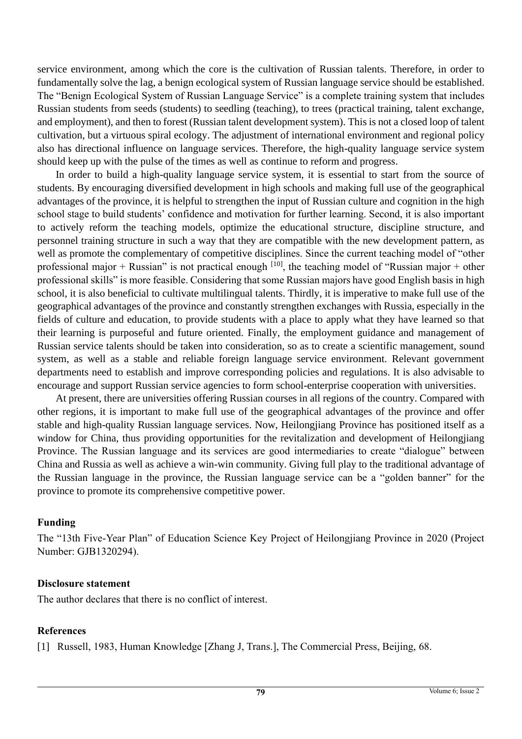service environment, among which the core is the cultivation of Russian talents. Therefore, in order to fundamentally solve the lag, a benign ecological system of Russian language service should be established. The "Benign Ecological System of Russian Language Service" is a complete training system that includes Russian students from seeds (students) to seedling (teaching), to trees (practical training, talent exchange, and employment), and then to forest (Russian talent development system). This is not a closed loop of talent cultivation, but a virtuous spiral ecology. The adjustment of international environment and regional policy also has directional influence on language services. Therefore, the high-quality language service system should keep up with the pulse of the times as well as continue to reform and progress.

In order to build a high-quality language service system, it is essential to start from the source of students. By encouraging diversified development in high schools and making full use of the geographical advantages of the province, it is helpful to strengthen the input of Russian culture and cognition in the high school stage to build students' confidence and motivation for further learning. Second, it is also important to actively reform the teaching models, optimize the educational structure, discipline structure, and personnel training structure in such a way that they are compatible with the new development pattern, as well as promote the complementary of competitive disciplines. Since the current teaching model of "other professional major + Russian" is not practical enough [10], the teaching model of "Russian major + other professional skills" is more feasible. Considering that some Russian majors have good English basis in high school, it is also beneficial to cultivate multilingual talents. Thirdly, it is imperative to make full use of the geographical advantages of the province and constantly strengthen exchanges with Russia, especially in the fields of culture and education, to provide students with a place to apply what they have learned so that their learning is purposeful and future oriented. Finally, the employment guidance and management of Russian service talents should be taken into consideration, so as to create a scientific management, sound system, as well as a stable and reliable foreign language service environment. Relevant government departments need to establish and improve corresponding policies and regulations. It is also advisable to encourage and support Russian service agencies to form school-enterprise cooperation with universities.

At present, there are universities offering Russian courses in all regions of the country. Compared with other regions, it is important to make full use of the geographical advantages of the province and offer stable and high-quality Russian language services. Now, Heilongjiang Province has positioned itself as a window for China, thus providing opportunities for the revitalization and development of Heilongjiang Province. The Russian language and its services are good intermediaries to create "dialogue" between China and Russia as well as achieve a win-win community. Giving full play to the traditional advantage of the Russian language in the province, the Russian language service can be a "golden banner" for the province to promote its comprehensive competitive power.

## Funding

The "13th Five-Year Plan" of Education Science Key Project of Heilongjiang Province in 2020 (Project Number: GJB1320294).

## Disclosure statement

The author declares that there is no conflict of interest.

## References

[1] Russell, 1983, Human Knowledge [Zhang J, Trans.], The Commercial Press, Beijing, 68.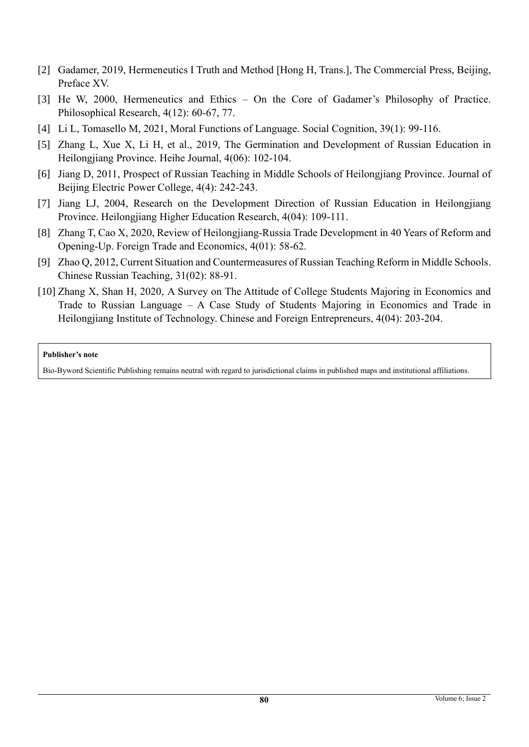[2] Gadamer, 2019, Hermeneutics I Truth and Method [Hong H, Trans.], The Commercial Press, Beijing, Preface XV.

[3] He W, 2000, Hermeneutics and Ethics – On the Core of Gadamer's Philosophy of Practice. Philosophical Research, 4(12): 60-67, 77.

[4] Li L, Tomasello M, 2021, Moral Functions of Language. Social Cognition, 39(1): 99-116.

[5] Zhang L, Xue X, Li H, et al., 2019, The Germination and Development of Russian Education in Heilongjiang Province. Heihe Journal, 4(06): 102-104.

[6] Jiang D, 2011, Prospect of Russian Teaching in Middle Schools of Heilongjiang Province. Journal of Beijing Electric Power College, 4(4): 242-243.

[7] Jiang LJ, 2004, Research on the Development Direction of Russian Education in Heilongjiang Province. Heilongjiang Higher Education Research, 4(04): 109-111.

[8] Zhang T, Cao X, 2020, Review of Heilongjiang-Russia Trade Development in 40 Years of Reform and Opening-Up. Foreign Trade and Economics, 4(01): 58-62.

[9] Zhao Q, 2012, Current Situation and Countermeasures of Russian Teaching Reform in Middle Schools. Chinese Russian Teaching, 31(02): 88-91.

[10] Zhang X, Shan H, 2020, A Survey on The Attitude of College Students Majoring in Economics and Trade to Russian Language – A Case Study of Students Majoring in Economics and Trade in Heilongjiang Institute of Technology. Chinese and Foreign Entrepreneurs, 4(04): 203-204.

**Publisher's note**

Bio-Byword Scientific Publishing remains neutral with regard to jurisdictional claims in published maps and institutional affiliations.